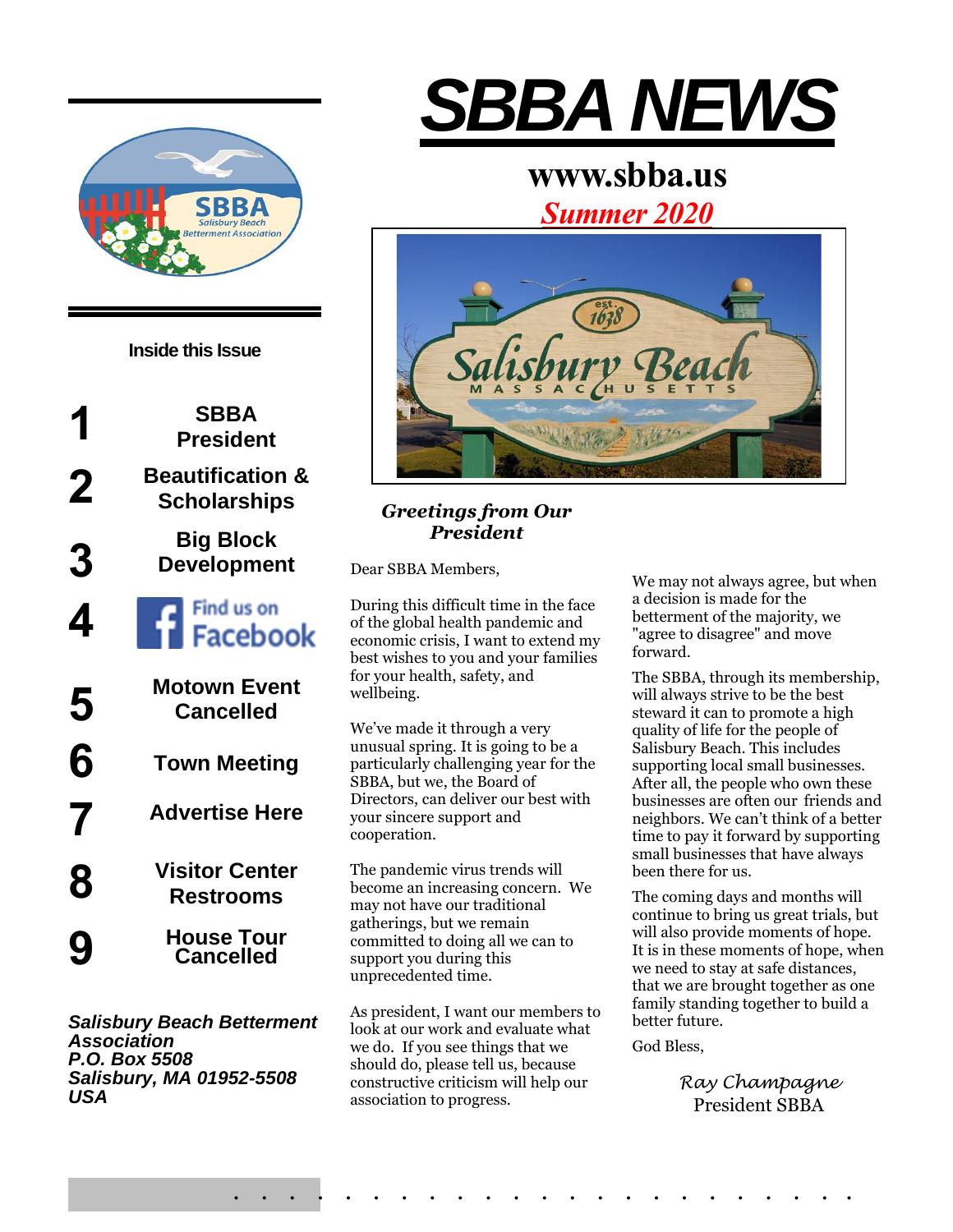# SBBA NEWS

**www.sbba.us**

*Summer 2020*

**Inside this Issue**

1. SBBA President
2. Beautification & Scholarships
3. Big Block Development
4. Find us on Facebook
5. Motown Event Cancelled
6. Town Meeting
7. Advertise Here
8. Visitor Center Restrooms
9. House Tour Cancelled

***Salisbury Beach Betterment Association***
***P.O. Box 5508***
***Salisbury, MA 01952-5508***
***USA***

## *Greetings from Our President*

Dear SBBA Members,

During this difficult time in the face of the global health pandemic and economic crisis, I want to extend my best wishes to you and your families for your health, safety, and wellbeing.

We've made it through a very unusual spring. It is going to be a particularly challenging year for the SBBA, but we, the Board of Directors, can deliver our best with your sincere support and cooperation.

The pandemic virus trends will become an increasing concern. We may not have our traditional gatherings, but we remain committed to doing all we can to support you during this unprecedented time.

As president, I want our members to look at our work and evaluate what we do. If you see things that we should do, please tell us, because constructive criticism will help our association to progress.

We may not always agree, but when a decision is made for the betterment of the majority, we "agree to disagree" and move forward.

The SBBA, through its membership, will always strive to be the best steward it can to promote a high quality of life for the people of Salisbury Beach. This includes supporting local small businesses. After all, the people who own these businesses are often our friends and neighbors. We can't think of a better time to pay it forward by supporting small businesses that have always been there for us.

The coming days and months will continue to bring us great trials, but will also provide moments of hope. It is in these moments of hope, when we need to stay at safe distances, that we are brought together as one family standing together to build a better future.

God Bless,

*Ray Champagne*
President SBBA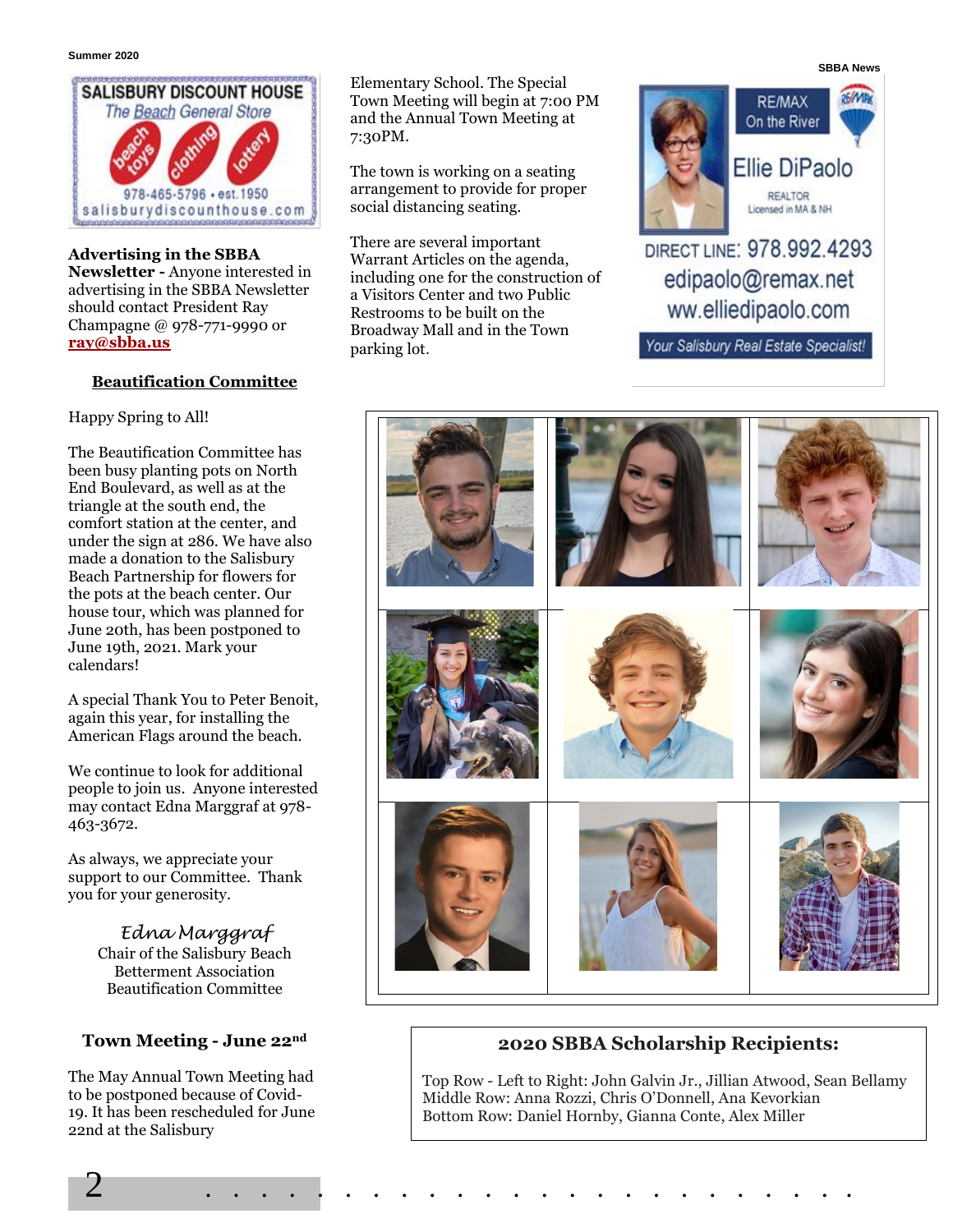SALISBURY DISCOUNT HOUSE
The Beach General Store
beach toys · clothing · lottery
978-465-5796 • est. 1950
salisburydiscounthouse.com

**Advertising in the SBBA Newsletter -** Anyone interested in advertising in the SBBA Newsletter should contact President Ray Champagne @ 978-771-9990 or **ray@sbba.us**

## Beautification Committee

Happy Spring to All!

The Beautification Committee has been busy planting pots on North End Boulevard, as well as at the triangle at the south end, the comfort station at the center, and under the sign at 286. We have also made a donation to the Salisbury Beach Partnership for flowers for the pots at the beach center. Our house tour, which was planned for June 20th, has been postponed to June 19th, 2021. Mark your calendars!

A special Thank You to Peter Benoit, again this year, for installing the American Flags around the beach.

We continue to look for additional people to join us. Anyone interested may contact Edna Marggraf at 978-463-3672.

As always, we appreciate your support to our Committee. Thank you for your generosity.

*Edna Marggraf*
Chair of the Salisbury Beach Betterment Association Beautification Committee

## Town Meeting - June 22nd

The May Annual Town Meeting had to be postponed because of Covid-19. It has been rescheduled for June 22nd at the Salisbury Elementary School. The Special Town Meeting will begin at 7:00 PM and the Annual Town Meeting at 7:30PM.

The town is working on a seating arrangement to provide for proper social distancing seating.

There are several important Warrant Articles on the agenda, including one for the construction of a Visitors Center and two Public Restrooms to be built on the Broadway Mall and in the Town parking lot.

RE/MAX On the River
Ellie DiPaolo
REALTOR
Licensed in MA & NH
DIRECT LINE: 978.992.4293
edipaolo@remax.net
ww.elliedipaolo.com
Your Salisbury Real Estate Specialist!

## 2020 SBBA Scholarship Recipients:

Top Row - Left to Right: John Galvin Jr., Jillian Atwood, Sean Bellamy
Middle Row: Anna Rozzi, Chris O'Donnell, Ana Kevorkian
Bottom Row: Daniel Hornby, Gianna Conte, Alex Miller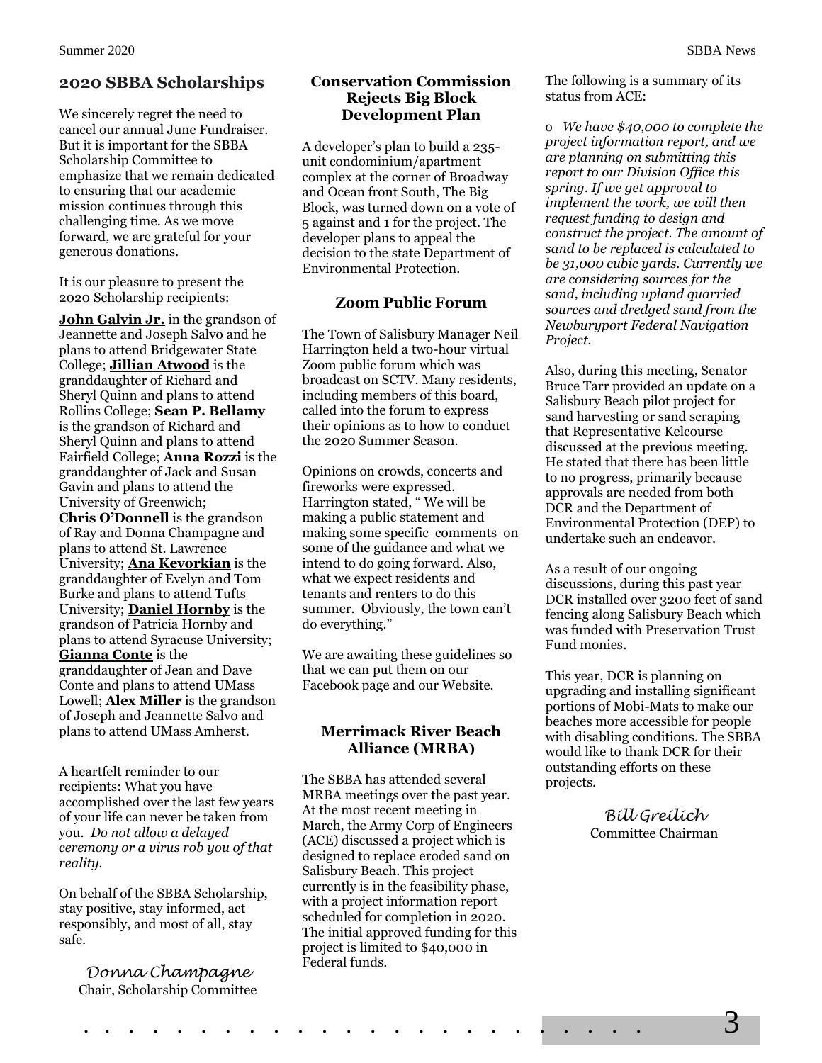## 2020 SBBA Scholarships

We sincerely regret the need to cancel our annual June Fundraiser. But it is important for the SBBA Scholarship Committee to emphasize that we remain dedicated to ensuring that our academic mission continues through this challenging time. As we move forward, we are grateful for your generous donations.

It is our pleasure to present the 2020 Scholarship recipients:

**John Galvin Jr.** in the grandson of Jeannette and Joseph Salvo and he plans to attend Bridgewater State College; **Jillian Atwood** is the granddaughter of Richard and Sheryl Quinn and plans to attend Rollins College; **Sean P. Bellamy** is the grandson of Richard and Sheryl Quinn and plans to attend Fairfield College; **Anna Rozzi** is the granddaughter of Jack and Susan Gavin and plans to attend the University of Greenwich; **Chris O'Donnell** is the grandson of Ray and Donna Champagne and plans to attend St. Lawrence University; **Ana Kevorkian** is the granddaughter of Evelyn and Tom Burke and plans to attend Tufts University; **Daniel Hornby** is the grandson of Patricia Hornby and plans to attend Syracuse University; **Gianna Conte** is the granddaughter of Jean and Dave Conte and plans to attend UMass Lowell; **Alex Miller** is the grandson of Joseph and Jeannette Salvo and plans to attend UMass Amherst.

A heartfelt reminder to our recipients: What you have accomplished over the last few years of your life can never be taken from you. *Do not allow a delayed ceremony or a virus rob you of that reality.*

On behalf of the SBBA Scholarship, stay positive, stay informed, act responsibly, and most of all, stay safe.

*Donna Champagne*
Chair, Scholarship Committee

### Conservation Commission Rejects Big Block Development Plan

A developer's plan to build a 235-unit condominium/apartment complex at the corner of Broadway and Ocean front South, The Big Block, was turned down on a vote of 5 against and 1 for the project. The developer plans to appeal the decision to the state Department of Environmental Protection.

### Zoom Public Forum

The Town of Salisbury Manager Neil Harrington held a two-hour virtual Zoom public forum which was broadcast on SCTV. Many residents, including members of this board, called into the forum to express their opinions as to how to conduct the 2020 Summer Season.

Opinions on crowds, concerts and fireworks were expressed. Harrington stated, " We will be making a public statement and making some specific comments on some of the guidance and what we intend to do going forward. Also, what we expect residents and tenants and renters to do this summer. Obviously, the town can't do everything."

We are awaiting these guidelines so that we can put them on our Facebook page and our Website.

### Merrimack River Beach Alliance (MRBA)

The SBBA has attended several MRBA meetings over the past year. At the most recent meeting in March, the Army Corp of Engineers (ACE) discussed a project which is designed to replace eroded sand on Salisbury Beach. This project currently is in the feasibility phase, with a project information report scheduled for completion in 2020. The initial approved funding for this project is limited to $40,000 in Federal funds.

The following is a summary of its status from ACE:

o *We have $40,000 to complete the project information report, and we are planning on submitting this report to our Division Office this spring. If we get approval to implement the work, we will then request funding to design and construct the project. The amount of sand to be replaced is calculated to be 31,000 cubic yards. Currently we are considering sources for the sand, including upland quarried sources and dredged sand from the Newburyport Federal Navigation Project.*

Also, during this meeting, Senator Bruce Tarr provided an update on a Salisbury Beach pilot project for sand harvesting or sand scraping that Representative Kelcourse discussed at the previous meeting. He stated that there has been little to no progress, primarily because approvals are needed from both DCR and the Department of Environmental Protection (DEP) to undertake such an endeavor.

As a result of our ongoing discussions, during this past year DCR installed over 3200 feet of sand fencing along Salisbury Beach which was funded with Preservation Trust Fund monies.

This year, DCR is planning on upgrading and installing significant portions of Mobi-Mats to make our beaches more accessible for people with disabling conditions. The SBBA would like to thank DCR for their outstanding efforts on these projects.

*Bill Greilich*
Committee Chairman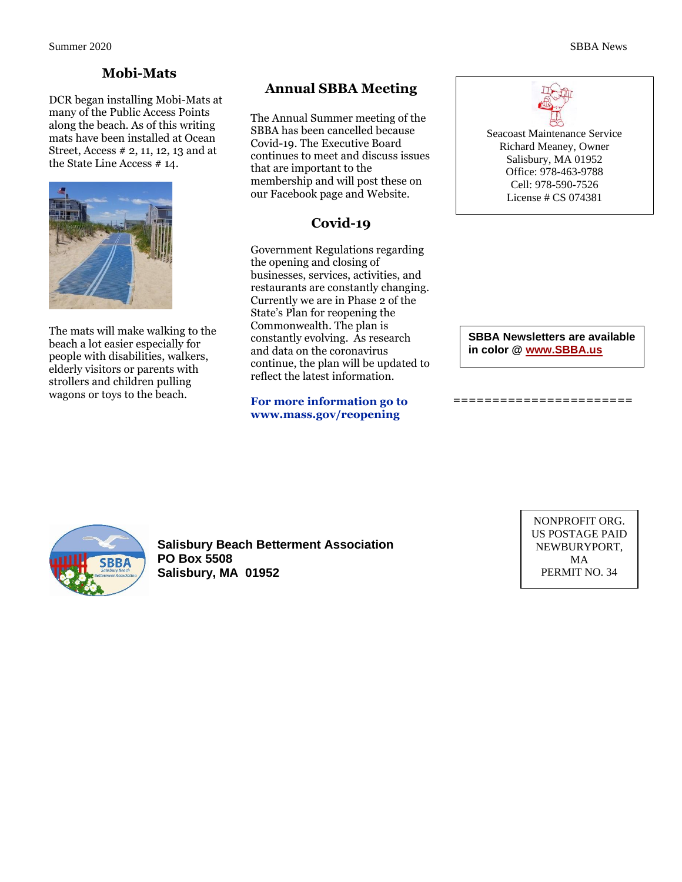## Mobi-Mats

DCR began installing Mobi-Mats at many of the Public Access Points along the beach. As of this writing mats have been installed at Ocean Street, Access # 2, 11, 12, 13 and at the State Line Access # 14.

The mats will make walking to the beach a lot easier especially for people with disabilities, walkers, elderly visitors or parents with strollers and children pulling wagons or toys to the beach.

## Annual SBBA Meeting

The Annual Summer meeting of the SBBA has been cancelled because Covid-19. The Executive Board continues to meet and discuss issues that are important to the membership and will post these on our Facebook page and Website.

## Covid-19

Government Regulations regarding the opening and closing of businesses, services, activities, and restaurants are constantly changing. Currently we are in Phase 2 of the State's Plan for reopening the Commonwealth. The plan is constantly evolving. As research and data on the coronavirus continue, the plan will be updated to reflect the latest information.

**For more information go to www.mass.gov/reopening**

Seacoast Maintenance Service
Richard Meaney, Owner
Salisbury, MA 01952
Office: 978-463-9788
Cell: 978-590-7526
License # CS 074381

**SBBA Newsletters are available in color @ www.SBBA.us**

======================

**Salisbury Beach Betterment Association**
**PO Box 5508**
**Salisbury, MA 01952**

NONPROFIT ORG.
US POSTAGE PAID
NEWBURYPORT, MA
PERMIT NO. 34